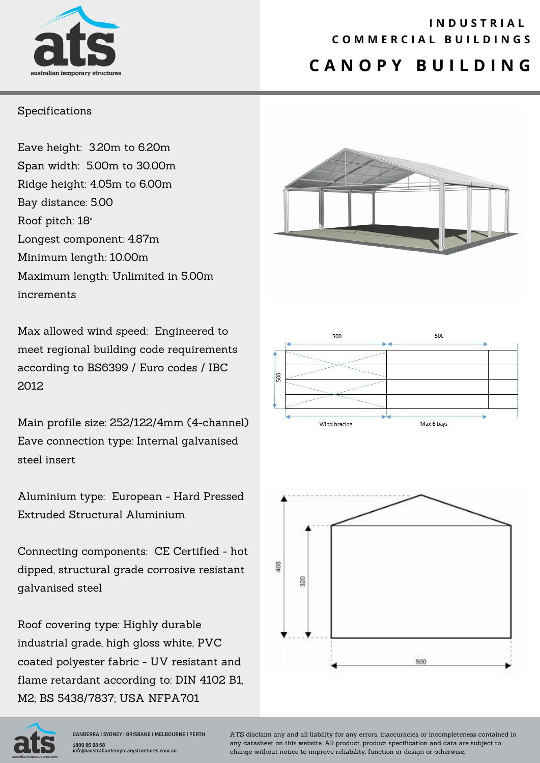# INDUSTRIAL COMMERCIAL BUILDINGS

## CANOPY BUILDING

Specifications

Eave height: 3.20m to 6.20m
Span width: 5.00m to 30.00m
Ridge height: 4.05m to 6.00m
Bay distance: 5.00
Roof pitch: 18°
Longest component: 4.87m
Minimum length: 10.00m
Maximum length: Unlimited in 5.00m increments

Max allowed wind speed: Engineered to meet regional building code requirements according to BS6399 / Euro codes / IBC 2012

Main profile size: 252/122/4mm (4-channel)
Eave connection type: Internal galvanised steel insert

Aluminium type: European - Hard Pressed Extruded Structural Aluminium

Connecting components: CE Certified - hot dipped, structural grade corrosive resistant galvanised steel

Roof covering type: Highly durable industrial grade, high gloss white, PVC coated polyester fabric - UV resistant and flame retardant according to: DIN 4102 B1, M2; BS 5438/7837; USA NFPA701

500 500

500

Wind bracing Max 6 bays

405 320

500

CANBERRA I SYDNEY I BRISBANE I MELBOURNE I PERTH
1800 86 68 68
info@australiantemporarystructures.com.au

ATS disclaim any and all liability for any errors, inaccuracies or incompleteness contained in any datasheet on this website. All product, product specification and data are subject to change without notice to improve reliability, function or design or otherwise.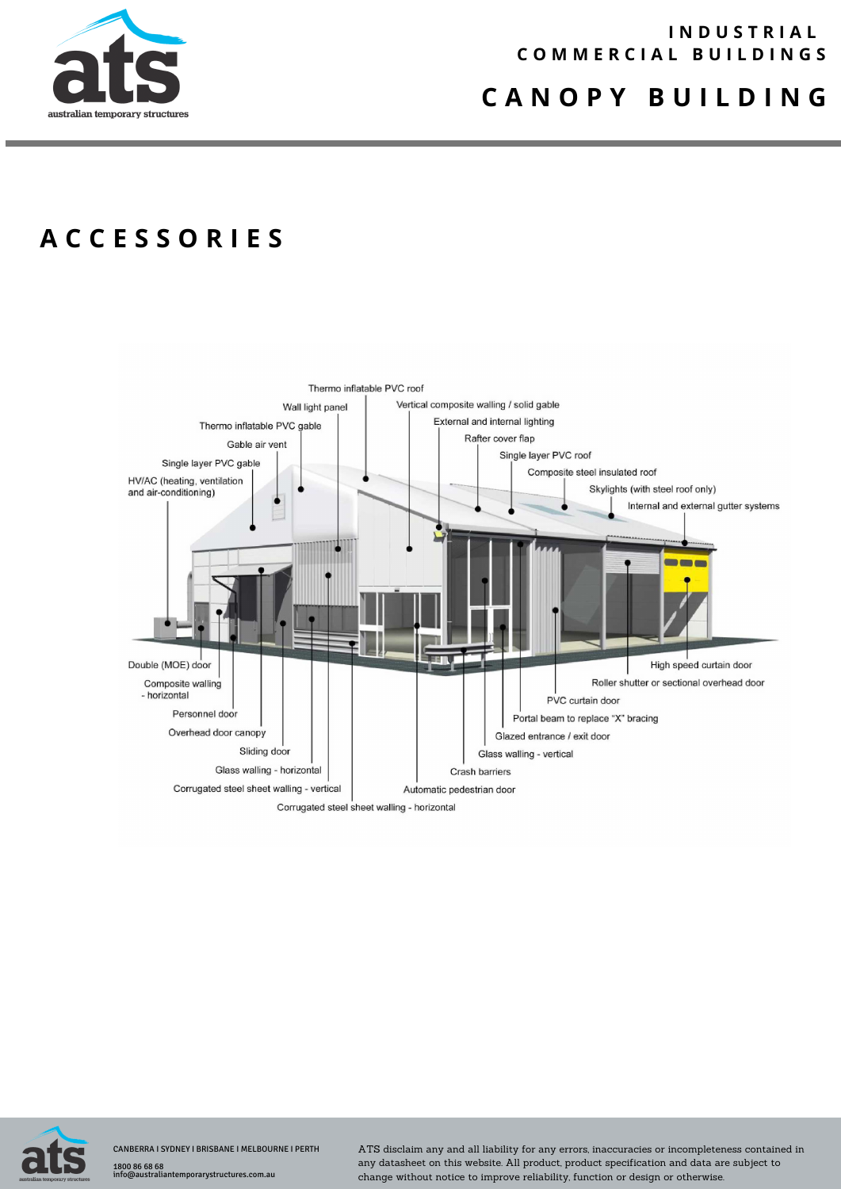# ACCESSORIES

Thermo inflatable PVC roof
Wall light panel
Vertical composite walling / solid gable
Thermo inflatable PVC gable
External and internal lighting
Gable air vent
Rafter cover flap
Single layer PVC roof
Single layer PVC gable
Composite steel insulated roof
HV/AC (heating, ventilation and air-conditioning)
Skylights (with steel roof only)
Internal and external gutter systems

Double (MOE) door
Composite walling - horizontal
Personnel door
Overhead door canopy
Sliding door
Glass walling - horizontal
Corrugated steel sheet walling - vertical
Corrugated steel sheet walling - horizontal
High speed curtain door
Roller shutter or sectional overhead door
PVC curtain door
Portal beam to replace "X" bracing
Glazed entrance / exit door
Glass walling - vertical
Crash barriers
Automatic pedestrian door

CANBERRA I SYDNEY I BRISBANE I MELBOURNE I PERTH
1800 86 68 68
info@australiantemporarystructures.com.au

ATS disclaim any and all liability for any errors, inaccuracies or incompleteness contained in any datasheet on this website. All product, product specification and data are subject to change without notice to improve reliability, function or design or otherwise.